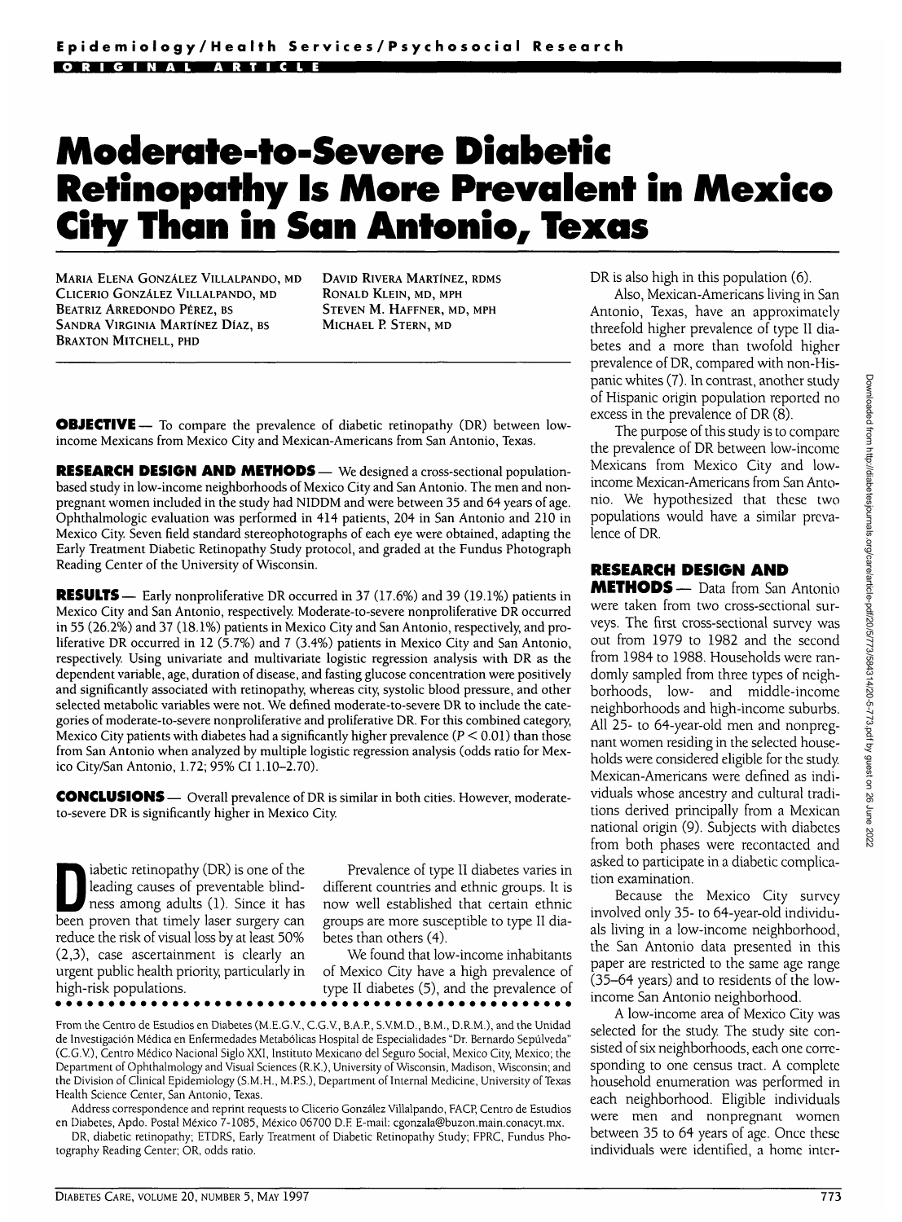Epidemiology/Health Services/Psychosocial Research

ORIGINAL ARTICLE

# Moderate-to-Severe Diabetic Retinopathy Is More Prevalent in Mexico City Than in San Antonio, Texas

MARIA ELENA GONZÁLEZ VILLALPANDO, MD
CLICERIO GONZÁLEZ VILLALPANDO, MD
BEATRIZ ARREDONDO PÉREZ, BS
SANDRA VIRGINIA MARTÍNEZ DÍAZ, BS
BRAXTON MITCHELL, PHD
DAVID RIVERA MARTÍNEZ, RDMS
RONALD KLEIN, MD, MPH
STEVEN M. HAFFNER, MD, MPH
MICHAEL P. STERN, MD

**OBJECTIVE** — To compare the prevalence of diabetic retinopathy (DR) between low-income Mexicans from Mexico City and Mexican-Americans from San Antonio, Texas.

**RESEARCH DESIGN AND METHODS** — We designed a cross-sectional population-based study in low-income neighborhoods of Mexico City and San Antonio. The men and nonpregnant women included in the study had NIDDM and were between 35 and 64 years of age. Ophthalmologic evaluation was performed in 414 patients, 204 in San Antonio and 210 in Mexico City. Seven field standard stereophotographs of each eye were obtained, adapting the Early Treatment Diabetic Retinopathy Study protocol, and graded at the Fundus Photograph Reading Center of the University of Wisconsin.

**RESULTS** — Early nonproliferative DR occurred in 37 (17.6%) and 39 (19.1%) patients in Mexico City and San Antonio, respectively. Moderate-to-severe nonproliferative DR occurred in 55 (26.2%) and 37 (18.1%) patients in Mexico City and San Antonio, respectively, and proliferative DR occurred in 12 (5.7%) and 7 (3.4%) patients in Mexico City and San Antonio, respectively. Using univariate and multivariate logistic regression analysis with DR as the dependent variable, age, duration of disease, and fasting glucose concentration were positively and significantly associated with retinopathy, whereas city, systolic blood pressure, and other selected metabolic variables were not. We defined moderate-to-severe DR to include the categories of moderate-to-severe nonproliferative and proliferative DR. For this combined category, Mexico City patients with diabetes had a significantly higher prevalence ($P < 0.01$) than those from San Antonio when analyzed by multiple logistic regression analysis (odds ratio for Mexico City/San Antonio, 1.72; 95% CI 1.10–2.70).

**CONCLUSIONS** — Overall prevalence of DR is similar in both cities. However, moderate-to-severe DR is significantly higher in Mexico City.

Diabetic retinopathy (DR) is one of the leading causes of preventable blindness among adults (1). Since it has been proven that timely laser surgery can reduce the risk of visual loss by at least 50% (2,3), case ascertainment is clearly an urgent public health priority, particularly in high-risk populations.

Prevalence of type II diabetes varies in different countries and ethnic groups. It is now well established that certain ethnic groups are more susceptible to type II diabetes than others (4).

We found that low-income inhabitants of Mexico City have a high prevalence of type II diabetes (5), and the prevalence of DR is also high in this population (6).

Also, Mexican-Americans living in San Antonio, Texas, have an approximately threefold higher prevalence of type II diabetes and a more than twofold higher prevalence of DR, compared with non-Hispanic whites (7). In contrast, another study of Hispanic origin population reported no excess in the prevalence of DR (8).

The purpose of this study is to compare the prevalence of DR between low-income Mexicans from Mexico City and low-income Mexican-Americans from San Antonio. We hypothesized that these two populations would have a similar prevalence of DR.

## RESEARCH DESIGN AND METHODS

Data from San Antonio were taken from two cross-sectional surveys. The first cross-sectional survey was out from 1979 to 1982 and the second from 1984 to 1988. Households were randomly sampled from three types of neighborhoods, low- and middle-income neighborhoods and high-income suburbs. All 25- to 64-year-old men and nonpregnant women residing in the selected households were considered eligible for the study. Mexican-Americans were defined as individuals whose ancestry and cultural traditions derived principally from a Mexican national origin (9). Subjects with diabetes from both phases were recontacted and asked to participate in a diabetic complication examination.

Because the Mexico City survey involved only 35- to 64-year-old individuals living in a low-income neighborhood, the San Antonio data presented in this paper are restricted to the same age range (35–64 years) and to residents of the low-income San Antonio neighborhood.

A low-income area of Mexico City was selected for the study. The study site consisted of six neighborhoods, each one corresponding to one census tract. A complete household enumeration was performed in each neighborhood. Eligible individuals were men and nonpregnant women between 35 to 64 years of age. Once these individuals were identified, a home inter-

From the Centro de Estudios en Diabetes (M.E.G.V., C.G.V., B.A.P., S.V.M.D., B.M., D.R.M.), and the Unidad de Investigación Médica en Enfermedades Metabólicas Hospital de Especialidades "Dr. Bernardo Sepúlveda" (C.G.V.), Centro Médico Nacional Siglo XXI, Instituto Mexicano del Seguro Social, Mexico City, Mexico; the Department of Ophthalmology and Visual Sciences (R.K.), University of Wisconsin, Madison, Wisconsin; and the Division of Clinical Epidemiology (S.M.H., M.P.S.), Department of Internal Medicine, University of Texas Health Science Center, San Antonio, Texas.

Address correspondence and reprint requests to Clicerio González Villalpando, FACP, Centro de Estudios en Diabetes, Apdo. Postal México 7-1085, México 06700 D.F. E-mail: cgonzala@buzon.main.conacyt.mx.

DR, diabetic retinopathy; ETDRS, Early Treatment of Diabetic Retinopathy Study; FPRC, Fundus Photography Reading Center; OR, odds ratio.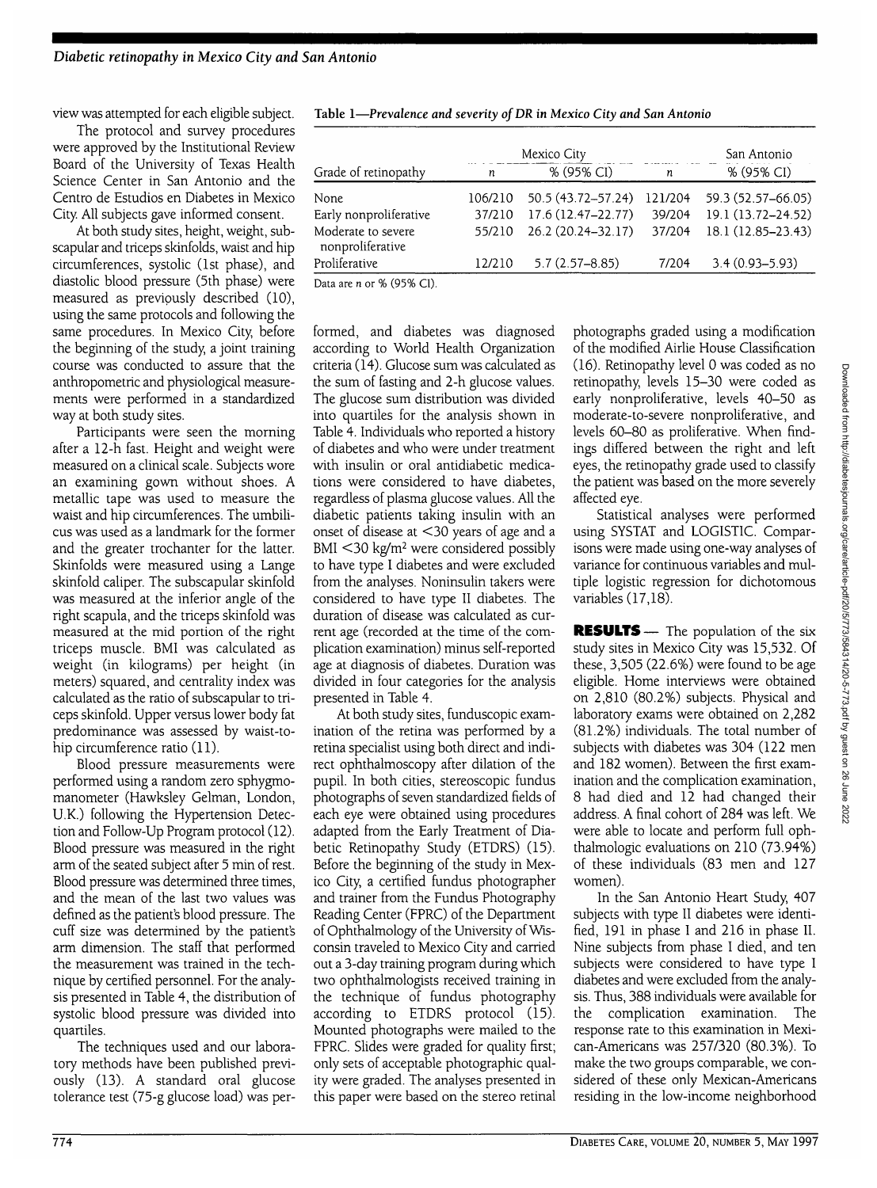view was attempted for each eligible subject.

The protocol and survey procedures were approved by the Institutional Review Board of the University of Texas Health Science Center in San Antonio and the Centro de Estudios en Diabetes in Mexico City. All subjects gave informed consent.

At both study sites, height, weight, subscapular and triceps skinfolds, waist and hip circumferences, systolic (1st phase), and diastolic blood pressure (5th phase) were measured as previously described (10), using the same protocols and following the same procedures. In Mexico City, before the beginning of the study, a joint training course was conducted to assure that the anthropometric and physiological measurements were performed in a standardized way at both study sites.

Participants were seen the morning after a 12-h fast. Height and weight were measured on a clinical scale. Subjects wore an examining gown without shoes. A metallic tape was used to measure the waist and hip circumferences. The umbilicus was used as a landmark for the former and the greater trochanter for the latter. Skinfolds were measured using a Lange skinfold caliper. The subscapular skinfold was measured at the inferior angle of the right scapula, and the triceps skinfold was measured at the mid portion of the right triceps muscle. BMI was calculated as weight (in kilograms) per height (in meters) squared, and centrality index was calculated as the ratio of subscapular to triceps skinfold. Upper versus lower body fat predominance was assessed by waist-to-hip circumference ratio (11).

Blood pressure measurements were performed using a random zero sphygmomanometer (Hawksley Gelman, London, U.K.) following the Hypertension Detection and Follow-Up Program protocol (12). Blood pressure was measured in the right arm of the seated subject after 5 min of rest. Blood pressure was determined three times, and the mean of the last two values was defined as the patient's blood pressure. The cuff size was determined by the patient's arm dimension. The staff that performed the measurement was trained in the technique by certified personnel. For the analysis presented in Table 4, the distribution of systolic blood pressure was divided into quartiles.

The techniques used and our laboratory methods have been published previously (13). A standard oral glucose tolerance test (75-g glucose load) was performed, and diabetes was diagnosed according to World Health Organization criteria (14). Glucose sum was calculated as the sum of fasting and 2-h glucose values. The glucose sum distribution was divided into quartiles for the analysis shown in Table 4. Individuals who reported a history of diabetes and who were under treatment with insulin or oral antidiabetic medications were considered to have diabetes, regardless of plasma glucose values. All the diabetic patients taking insulin with an onset of disease at <30 years of age and a BMI <30 kg/m² were considered possibly to have type I diabetes and were excluded from the analyses. Noninsulin takers were considered to have type II diabetes. The duration of disease was calculated as current age (recorded at the time of the complication examination) minus self-reported age at diagnosis of diabetes. Duration was divided in four categories for the analysis presented in Table 4.

At both study sites, funduscopic examination of the retina was performed by a retina specialist using both direct and indirect ophthalmoscopy after dilation of the pupil. In both cities, stereoscopic fundus photographs of seven standardized fields of each eye were obtained using procedures adapted from the Early Treatment of Diabetic Retinopathy Study (ETDRS) (15). Before the beginning of the study in Mexico City, a certified fundus photographer and trainer from the Fundus Photography Reading Center (FPRC) of the Department of Ophthalmology of the University of Wisconsin traveled to Mexico City and carried out a 3-day training program during which two ophthalmologists received training in the technique of fundus photography according to ETDRS protocol (15). Mounted photographs were mailed to the FPRC. Slides were graded for quality first; only sets of acceptable photographic quality were graded. The analyses presented in this paper were based on the stereo retinal photographs graded using a modification of the modified Airlie House Classification (16). Retinopathy level 0 was coded as no retinopathy, levels 15–30 were coded as early nonproliferative, levels 40–50 as moderate-to-severe nonproliferative, and levels 60–80 as proliferative. When findings differed between the right and left eyes, the retinopathy grade used to classify the patient was based on the more severely affected eye.

Statistical analyses were performed using SYSTAT and LOGISTIC. Comparisons were made using one-way analyses of variance for continuous variables and multiple logistic regression for dichotomous variables (17,18).

**Table 1—*Prevalence and severity of DR in Mexico City and San Antonio***

| Grade of retinopathy | Mexico City | | San Antonio | |
|---|---|---|---|---|
| | *n* | % (95% CI) | *n* | % (95% CI) |
| None | 106/210 | 50.5 (43.72–57.24) | 121/204 | 59.3 (52.57–66.05) |
| Early nonproliferative | 37/210 | 17.6 (12.47–22.77) | 39/204 | 19.1 (13.72–24.52) |
| Moderate to severe nonproliferative | 55/210 | 26.2 (20.24–32.17) | 37/204 | 18.1 (12.85–23.43) |
| Proliferative | 12/210 | 5.7 (2.57–8.85) | 7/204 | 3.4 (0.93–5.93) |

Data are *n* or % (95% CI).

## RESULTS

The population of the six study sites in Mexico City was 15,532. Of these, 3,505 (22.6%) were found to be age eligible. Home interviews were obtained on 2,810 (80.2%) subjects. Physical and laboratory exams were obtained on 2,282 (81.2%) individuals. The total number of subjects with diabetes was 304 (122 men and 182 women). Between the first examination and the complication examination, 8 had died and 12 had changed their address. A final cohort of 284 was left. We were able to locate and perform full ophthalmologic evaluations on 210 (73.94%) of these individuals (83 men and 127 women).

In the San Antonio Heart Study, 407 subjects with type II diabetes were identified, 191 in phase I and 216 in phase II. Nine subjects from phase I died, and ten subjects were considered to have type I diabetes and were excluded from the analysis. Thus, 388 individuals were available for the complication examination. The response rate to this examination in Mexican-Americans was 257/320 (80.3%). To make the two groups comparable, we considered of these only Mexican-Americans residing in the low-income neighborhood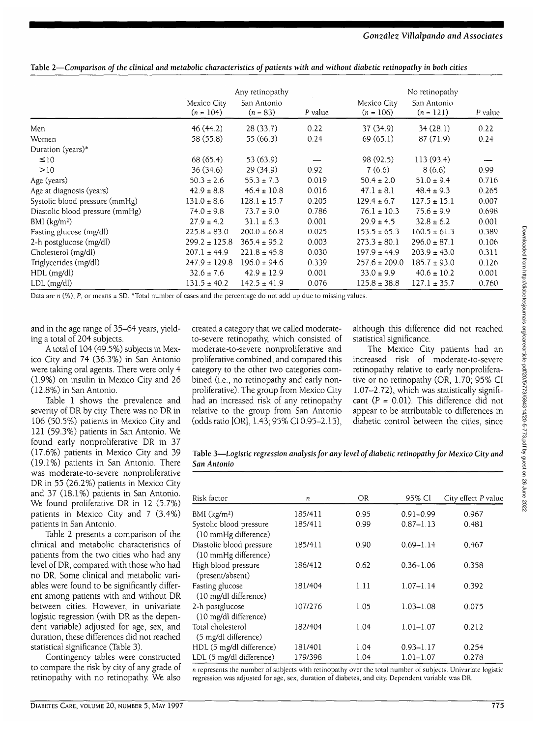**Table 2—Comparison of the clinical and metabolic characteristics of patients with and without diabetic retinopathy in both cities**

| | Any retinopathy | | | No retinopathy | | |
|---|---|---|---|---|---|---|
| | Mexico City (n = 104) | San Antonio (n = 83) | P value | Mexico City (n = 106) | San Antonio (n = 121) | P value |
| Men | 46 (44.2) | 28 (33.7) | 0.22 | 37 (34.9) | 34 (28.1) | 0.22 |
| Women | 58 (55.8) | 55 (66.3) | 0.24 | 69 (65.1) | 87 (71.9) | 0.24 |
| Duration (years)* | | | | | | |
| ≤10 | 68 (65.4) | 53 (63.9) | — | 98 (92.5) | 113 (93.4) | — |
| >10 | 36 (34.6) | 29 (34.9) | 0.92 | 7 (6.6) | 8 (6.6) | 0.99 |
| Age (years) | 50.3 ± 2.6 | 55.3 ± 7.3 | 0.019 | 50.4 ± 2.0 | 51.0 ± 9.4 | 0.716 |
| Age at diagnosis (years) | 42.9 ± 8.8 | 46.4 ± 10.8 | 0.016 | 47.1 ± 8.1 | 48.4 ± 9.3 | 0.265 |
| Systolic blood pressure (mmHg) | 131.0 ± 8.6 | 128.1 ± 15.7 | 0.205 | 129.4 ± 6.7 | 127.5 ± 15.1 | 0.007 |
| Diastolic blood pressure (mmHg) | 74.0 ± 9.8 | 73.7 ± 9.0 | 0.786 | 76.1 ± 10.3 | 75.6 ± 9.9 | 0.698 |
| BMI (kg/m²) | 27.9 ± 4.2 | 31.1 ± 6.3 | 0.001 | 29.9 ± 4.5 | 32.8 ± 6.2 | 0.001 |
| Fasting glucose (mg/dl) | 225.8 ± 83.0 | 200.0 ± 66.8 | 0.025 | 153.5 ± 65.3 | 160.5 ± 61.3 | 0.389 |
| 2-h postglucose (mg/dl) | 299.2 ± 125.8 | 365.4 ± 95.2 | 0.003 | 273.3 ± 80.1 | 296.0 ± 87.1 | 0.106 |
| Cholesterol (mg/dl) | 207.1 ± 44.9 | 221.8 ± 45.8 | 0.030 | 197.9 ± 44.9 | 203.9 ± 43.0 | 0.311 |
| Triglycerides (mg/dl) | 247.9 ± 129.8 | 196.0 ± 94.6 | 0.339 | 257.6 ± 209.0 | 185.7 ± 93.0 | 0.126 |
| HDL (mg/dl) | 32.6 ± 7.6 | 42.9 ± 12.9 | 0.001 | 33.0 ± 9.9 | 40.6 ± 10.2 | 0.001 |
| LDL (mg/dl) | 131.5 ± 40.2 | 142.5 ± 41.9 | 0.076 | 125.8 ± 38.8 | 127.1 ± 35.7 | 0.760 |

Data are n (%), P, or means ± SD. *Total number of cases and the percentage do not add up due to missing values.

and in the age range of 35–64 years, yielding a total of 204 subjects.

A total of 104 (49.5%) subjects in Mexico City and 74 (36.3%) in San Antonio were taking oral agents. There were only 4 (1.9%) on insulin in Mexico City and 26 (12.8%) in San Antonio.

Table 1 shows the prevalence and severity of DR by city. There was no DR in 106 (50.5%) patients in Mexico City and 121 (59.3%) patients in San Antonio. We found early nonproliferative DR in 37 (17.6%) patients in Mexico City and 39 (19.1%) patients in San Antonio. There was moderate-to-severe nonproliferative DR in 55 (26.2%) patients in Mexico City and 37 (18.1%) patients in San Antonio. We found proliferative DR in 12 (5.7%) patients in Mexico City and 7 (3.4%) patients in San Antonio.

Table 2 presents a comparison of the clinical and metabolic characteristics of patients from the two cities who had any level of DR, compared with those who had no DR. Some clinical and metabolic variables were found to be significantly different among patients with and without DR between cities. However, in univariate logistic regression (with DR as the dependent variable) adjusted for age, sex, and duration, these differences did not reached statistical significance (Table 3).

Contingency tables were constructed to compare the risk by city of any grade of retinopathy with no retinopathy. We also created a category that we called moderate-to-severe retinopathy, which consisted of moderate-to-severe nonproliferative and proliferative combined, and compared this category to the other two categories combined (i.e., no retinopathy and early nonproliferative). The group from Mexico City had an increased risk of any retinopathy relative to the group from San Antonio (odds ratio [OR], 1.43; 95% CI 0.95–2.15), although this difference did not reached statistical significance.

The Mexico City patients had an increased risk of moderate-to-severe retinopathy relative to early nonproliferative or no retinopathy (OR, 1.70; 95% CI 1.07–2.72), which was statistically significant ($P = 0.01$). This difference did not appear to be attributable to differences in diabetic control between the cities, since

**Table 3—Logistic regression analysis for any level of diabetic retinopathy for Mexico City and San Antonio**

| Risk factor | n | OR | 95% CI | City effect P value |
|---|---|---|---|---|
| BMI (kg/m²) | 185/411 | 0.95 | 0.91–0.99 | 0.967 |
| Systolic blood pressure (10 mmHg difference) | 185/411 | 0.99 | 0.87–1.13 | 0.481 |
| Diastolic blood pressure (10 mmHg difference) | 185/411 | 0.90 | 0.69–1.14 | 0.467 |
| High blood pressure (present/absent) | 186/412 | 0.62 | 0.36–1.06 | 0.358 |
| Fasting glucose (10 mg/dl difference) | 181/404 | 1.11 | 1.07–1.14 | 0.392 |
| 2-h postglucose (10 mg/dl difference) | 107/276 | 1.05 | 1.03–1.08 | 0.075 |
| Total cholesterol (5 mg/dl difference) | 182/404 | 1.04 | 1.01–1.07 | 0.212 |
| HDL (5 mg/dl difference) | 181/401 | 1.04 | 0.93–1.17 | 0.254 |
| LDL (5 mg/dl difference) | 179/398 | 1.04 | 1.01–1.07 | 0.278 |

n represents the number of subjects with retinopathy over the total number of subjects. Univariate logistic regression was adjusted for age, sex, duration of diabetes, and city. Dependent variable was DR.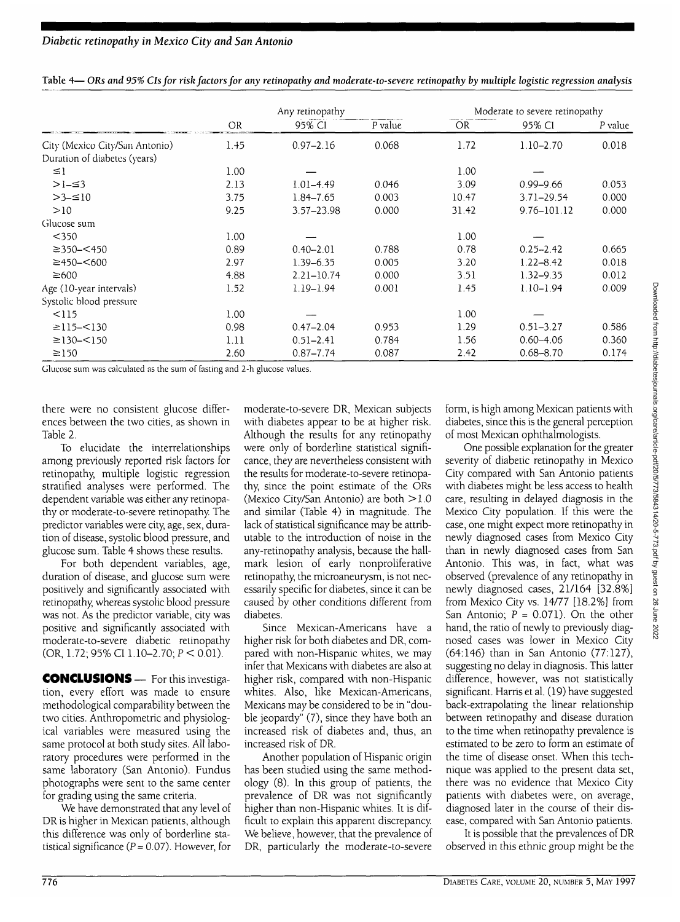**Table 4— ORs and 95% CIs for risk factors for any retinopathy and moderate-to-severe retinopathy by multiple logistic regression analysis**

| | Any retinopathy | | | Moderate to severe retinopathy | | |
|---|---|---|---|---|---|---|
| | OR | 95% CI | P value | OR | 95% CI | P value |
| City (Mexico City/San Antonio) | 1.45 | 0.97–2.16 | 0.068 | 1.72 | 1.10–2.70 | 0.018 |
| Duration of diabetes (years) | | | | | | |
| ≤1 | 1.00 | — | | 1.00 | — | |
| >1–≤3 | 2.13 | 1.01–4.49 | 0.046 | 3.09 | 0.99–9.66 | 0.053 |
| >3–≤10 | 3.75 | 1.84–7.65 | 0.003 | 10.47 | 3.71–29.54 | 0.000 |
| >10 | 9.25 | 3.57–23.98 | 0.000 | 31.42 | 9.76–101.12 | 0.000 |
| Glucose sum | | | | | | |
| <350 | 1.00 | — | | 1.00 | — | |
| ≥350–<450 | 0.89 | 0.40–2.01 | 0.788 | 0.78 | 0.25–2.42 | 0.665 |
| ≥450–<600 | 2.97 | 1.39–6.35 | 0.005 | 3.20 | 1.22–8.42 | 0.018 |
| ≥600 | 4.88 | 2.21–10.74 | 0.000 | 3.51 | 1.32–9.35 | 0.012 |
| Age (10-year intervals) | 1.52 | 1.19–1.94 | 0.001 | 1.45 | 1.10–1.94 | 0.009 |
| Systolic blood pressure | | | | | | |
| <115 | 1.00 | — | | 1.00 | — | |
| ≥115–<130 | 0.98 | 0.47–2.04 | 0.953 | 1.29 | 0.51–3.27 | 0.586 |
| ≥130–<150 | 1.11 | 0.51–2.41 | 0.784 | 1.56 | 0.60–4.06 | 0.360 |
| ≥150 | 2.60 | 0.87–7.74 | 0.087 | 2.42 | 0.68–8.70 | 0.174 |

Glucose sum was calculated as the sum of fasting and 2-h glucose values.

there were no consistent glucose differences between the two cities, as shown in Table 2.

To elucidate the interrelationships among previously reported risk factors for retinopathy, multiple logistic regression stratified analyses were performed. The dependent variable was either any retinopathy or moderate-to-severe retinopathy. The predictor variables were city, age, sex, duration of disease, systolic blood pressure, and glucose sum. Table 4 shows these results.

For both dependent variables, age, duration of disease, and glucose sum were positively and significantly associated with retinopathy, whereas systolic blood pressure was not. As the predictor variable, city was positive and significantly associated with moderate-to-severe diabetic retinopathy (OR, 1.72; 95% CI 1.10–2.70; $P < 0.01$).

## CONCLUSIONS

For this investigation, every effort was made to ensure methodological comparability between the two cities. Anthropometric and physiological variables were measured using the same protocol at both study sites. All laboratory procedures were performed in the same laboratory (San Antonio). Fundus photographs were sent to the same center for grading using the same criteria.

We have demonstrated that any level of DR is higher in Mexican patients, although this difference was only of borderline statistical significance ($P = 0.07$). However, for moderate-to-severe DR, Mexican subjects with diabetes appear to be at higher risk. Although the results for any retinopathy were only of borderline statistical significance, they are nevertheless consistent with the results for moderate-to-severe retinopathy, since the point estimate of the ORs (Mexico City/San Antonio) are both >1.0 and similar (Table 4) in magnitude. The lack of statistical significance may be attributable to the introduction of noise in the any-retinopathy analysis, because the hallmark lesion of early nonproliferative retinopathy, the microaneurysm, is not necessarily specific for diabetes, since it can be caused by other conditions different from diabetes.

Since Mexican-Americans have a higher risk for both diabetes and DR, compared with non-Hispanic whites, we may infer that Mexicans with diabetes are also at higher risk, compared with non-Hispanic whites. Also, like Mexican-Americans, Mexicans may be considered to be in "double jeopardy" (7), since they have both an increased risk of diabetes and, thus, an increased risk of DR.

Another population of Hispanic origin has been studied using the same methodology (8). In this group of patients, the prevalence of DR was not significantly higher than non-Hispanic whites. It is difficult to explain this apparent discrepancy. We believe, however, that the prevalence of DR, particularly the moderate-to-severe form, is high among Mexican patients with diabetes, since this is the general perception of most Mexican ophthalmologists.

One possible explanation for the greater severity of diabetic retinopathy in Mexico City compared with San Antonio patients with diabetes might be less access to health care, resulting in delayed diagnosis in the Mexico City population. If this were the case, one might expect more retinopathy in newly diagnosed cases from Mexico City than in newly diagnosed cases from San Antonio. This was, in fact, what was observed (prevalence of any retinopathy in newly diagnosed cases, 21/164 [32.8%] from Mexico City vs. 14/77 [18.2%] from San Antonio; $P = 0.071$). On the other hand, the ratio of newly to previously diagnosed cases was lower in Mexico City (64:146) than in San Antonio (77:127), suggesting no delay in diagnosis. This latter difference, however, was not statistically significant. Harris et al. (19) have suggested back-extrapolating the linear relationship between retinopathy and disease duration to the time when retinopathy prevalence is estimated to be zero to form an estimate of the time of disease onset. When this technique was applied to the present data set, there was no evidence that Mexico City patients with diabetes were, on average, diagnosed later in the course of their disease, compared with San Antonio patients.

It is possible that the prevalences of DR observed in this ethnic group might be the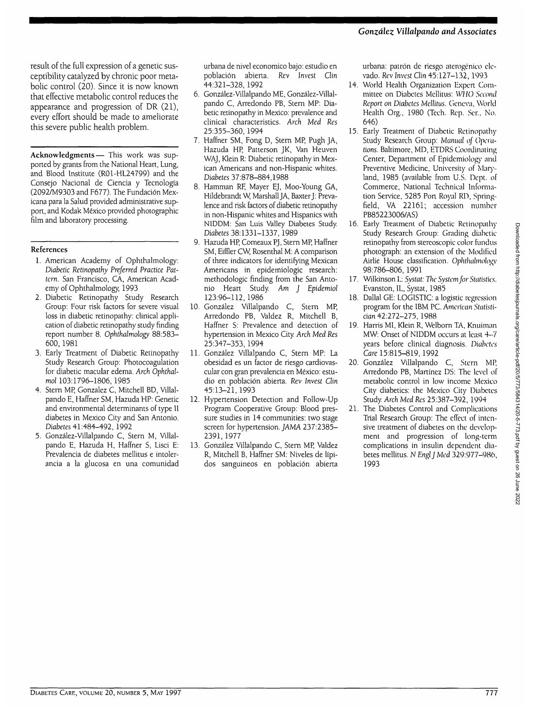result of the full expression of a genetic susceptibility catalyzed by chronic poor metabolic control (20). Since it is now known that effective metabolic control reduces the appearance and progression of DR (21), every effort should be made to ameliorate this severe public health problem.

**Acknowledgments**— This work was supported by grants from the National Heart, Lung, and Blood Institute (R01-HL24799) and the Consejo Nacional de Ciencia y Tecnología (2092/M9303 and F677). The Fundación Mexicana para la Salud provided administrative support, and Kodak México provided photographic film and laboratory processing.

## References

1. American Academy of Ophthalmology: *Diabetic Retinopathy Preferred Practice Pattern*. San Francisco, CA, American Academy of Ophthalmology, 1993
2. Diabetic Retinopathy Study Research Group: Four risk factors for severe visual loss in diabetic retinopathy: clinical application of diabetic retinopathy study finding report number 8. *Ophthalmology* 88:583–600, 1981
3. Early Treatment of Diabetic Retinopathy Study Research Group: Photocoagulation for diabetic macular edema. *Arch Ophthalmol* 103:1796–1806, 1985
4. Stern MP, Gonzalez C, Mitchell BD, Villalpando E, Haffner SM, Hazuda HP: Genetic and environmental determinants of type II diabetes in Mexico City and San Antonio. *Diabetes* 41:484–492, 1992
5. González-Villalpando C, Stern M, Villalpando E, Hazuda H, Haffner S, Lisci E: Prevalencia de diabetes mellitus e intolerancia a la glucosa en una comunidad urbana de nivel economico bajo: estudio en población abierta. *Rev Invest Clin* 44:321–328, 1992
6. González-Villalpando ME, González-Villalpando C, Arredondo PB, Stern MP: Diabetic retinopathy in Mexico: prevalence and clinical characteristics. *Arch Med Res* 25:355–360, 1994
7. Haffner SM, Fong D, Stern MP, Pugh JA, Hazuda HP, Patterson JK, Van Heuven WAJ, Klein R: Diabetic retinopathy in Mexican Americans and non-Hispanic whites. *Diabetes* 37:878–884,1988
8. Hamman RF, Mayer EJ, Moo-Young GA, Hildebrandt W, Marshall JA, Baxter J: Prevalence and risk factors of diabetic retinopathy in non-Hispanic whites and Hispanics with NIDDM: San Luis Valley Diabetes Study. *Diabetes* 38:1331–1337, 1989
9. Hazuda HP, Comeaux PJ, Stern MP, Haffner SM, Eiffler CW, Rosenthal M: A comparison of three indicators for identifying Mexican Americans in epidemiologic research: methodologic finding from the San Antonio Heart Study. *Am J Epidemiol* 123:96–112, 1986
10. González Villalpando C, Stern MP, Arredondo PB, Valdez R, Mitchell B, Haffner S: Prevalence and detection of hypertension in Mexico City. *Arch Med Res* 25:347–353, 1994
11. González Villalpando C, Stern MP: La obesidad es un factor de riesgo cardiovascular con gran prevalencia en México: estudio en población abierta. *Rev Invest Clin* 45:13–21, 1993
12. Hypertension Detection and Follow-Up Program Cooperative Group: Blood pressure studies in 14 communities: two stage screen for hypertension. *JAMA* 237:2385–2391, 1977
13. González Villalpando C, Stern MP, Valdez R, Mitchell B, Haffner SM: Niveles de lípidos sanguineos en población abierta urbana: patrón de riesgo aterogénico elevado. *Rev Invest Clin* 45:127–132, 1993
14. World Health Organization Expert Committee on Diabetes Mellitus: *WHO Second Report on Diabetes Mellitus*. Geneva, World Health Org., 1980 (Tech. Rep. Ser., No. 646)
15. Early Treatment of Diabetic Retinopathy Study Research Group: *Manual of Operations*. Baltimore, MD, ETDRS Coordinating Center, Department of Epidemiology and Preventive Medicine, University of Maryland, 1985 (available from U.S. Dept. of Commerce, National Technical Information Service, 5285 Port Royal RD, Springfield, VA 22161; accession number PB85223006/AS)
16. Early Treatment of Diabetic Retinopathy Study Research Group: Grading diabetic retinopathy from stereoscopic color fundus photograph: an extension of the Modified Airlie House classification. *Ophthalmology* 98:786–806, 1991
17. Wilkinson L: *Systat: The System for Statistics*. Evanston, IL, Systat, 1985
18. Dallal GE: LOGISTIC: a logistic regression program for the IBM PC. *American Statistician* 42:272–275, 1988
19. Harris MI, Klein R, Welborn TA, Knuiman MW: Onset of NIDDM occurs at least 4–7 years before clinical diagnosis. *Diabetes Care* 15:815–819, 1992
20. González Villalpando C, Stern MP, Arredondo PB, Martínez DS: The level of metabolic control in low income Mexico City diabetics: the Mexico City Diabetes Study. *Arch Med Res* 25:387–392, 1994
21. The Diabetes Control and Complications Trial Research Group: The effect of intensive treatment of diabetes on the development and progression of long-term complications in insulin dependent diabetes mellitus. *N Engl J Med* 329:977–986, 1993